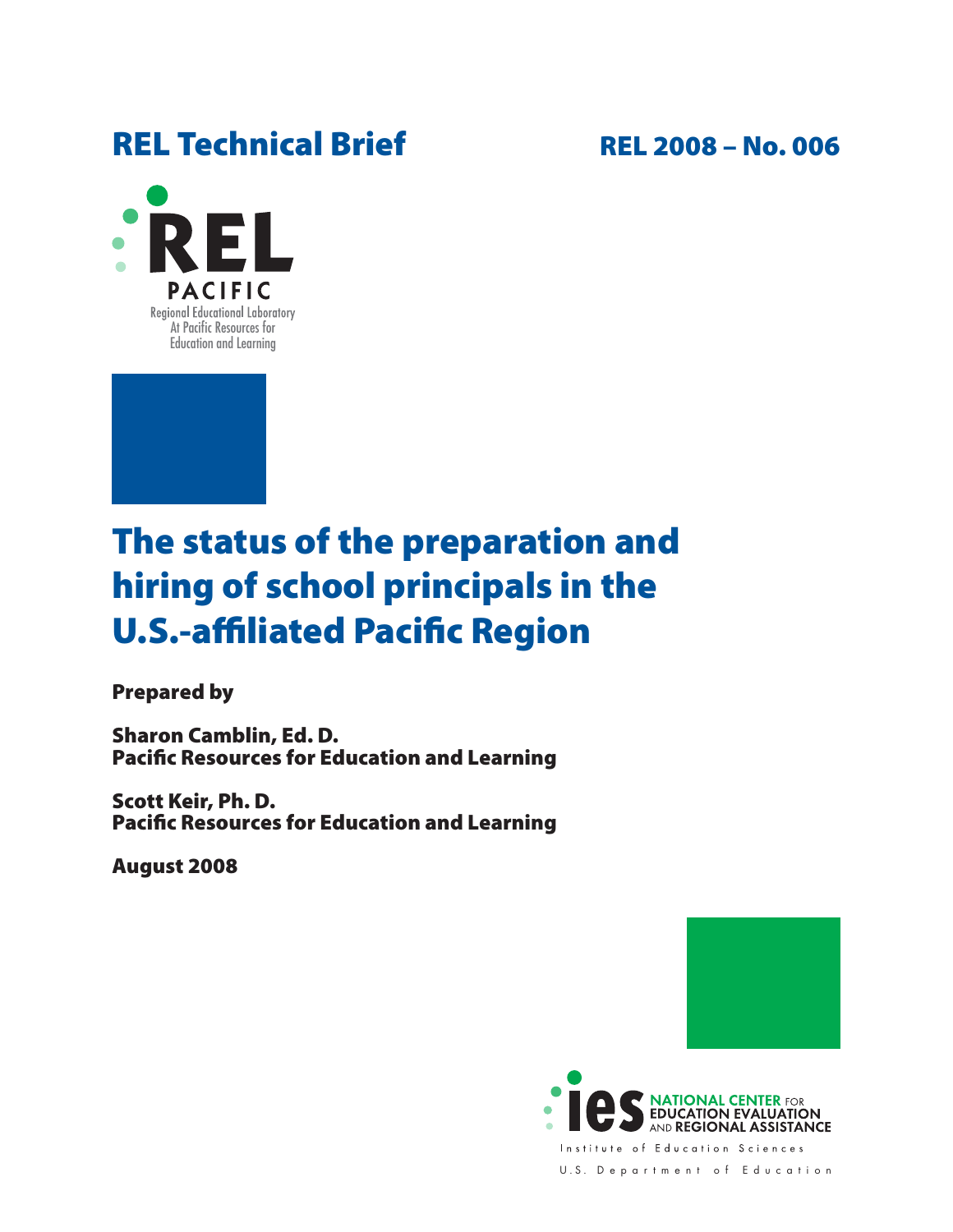**REL Technical Brief** **REL 2008 – No. 006**

REL PACIFIC
Regional Educational Laboratory
At Pacific Resources for
Education and Learning

# The status of the preparation and hiring of school principals in the U.S.-affiliated Pacific Region

**Prepared by**

**Sharon Camblin, Ed. D.**
**Pacific Resources for Education and Learning**

**Scott Keir, Ph. D.**
**Pacific Resources for Education and Learning**

**August 2008**

ies NATIONAL CENTER FOR EDUCATION EVALUATION AND REGIONAL ASSISTANCE
Institute of Education Sciences
U.S. Department of Education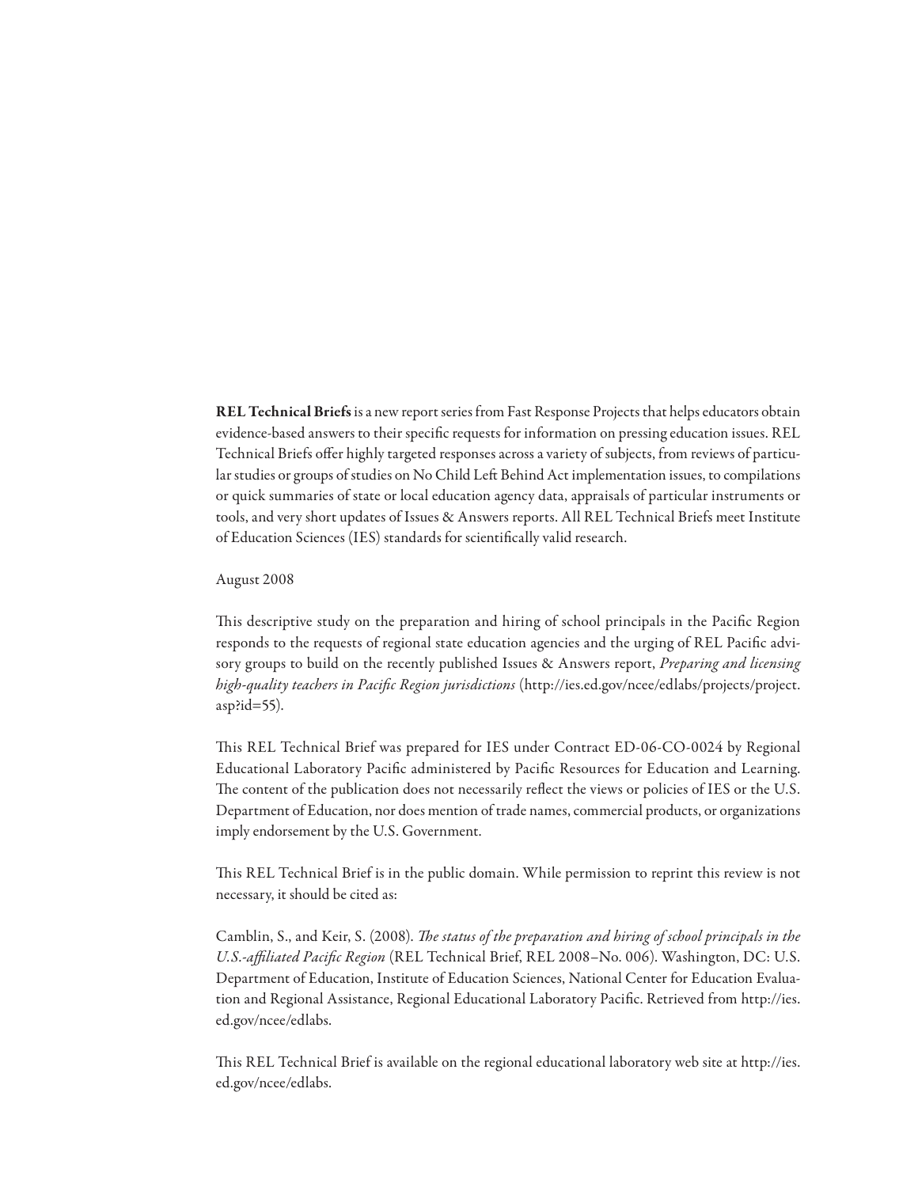**REL Technical Briefs** is a new report series from Fast Response Projects that helps educators obtain evidence-based answers to their specific requests for information on pressing education issues. REL Technical Briefs offer highly targeted responses across a variety of subjects, from reviews of particular studies or groups of studies on No Child Left Behind Act implementation issues, to compilations or quick summaries of state or local education agency data, appraisals of particular instruments or tools, and very short updates of Issues & Answers reports. All REL Technical Briefs meet Institute of Education Sciences (IES) standards for scientifically valid research.

August 2008

This descriptive study on the preparation and hiring of school principals in the Pacific Region responds to the requests of regional state education agencies and the urging of REL Pacific advisory groups to build on the recently published Issues & Answers report, *Preparing and licensing high-quality teachers in Pacific Region jurisdictions* (http://ies.ed.gov/ncee/edlabs/projects/project.asp?id=55).

This REL Technical Brief was prepared for IES under Contract ED-06-CO-0024 by Regional Educational Laboratory Pacific administered by Pacific Resources for Education and Learning. The content of the publication does not necessarily reflect the views or policies of IES or the U.S. Department of Education, nor does mention of trade names, commercial products, or organizations imply endorsement by the U.S. Government.

This REL Technical Brief is in the public domain. While permission to reprint this review is not necessary, it should be cited as:

Camblin, S., and Keir, S. (2008). *The status of the preparation and hiring of school principals in the U.S.-affiliated Pacific Region* (REL Technical Brief, REL 2008–No. 006). Washington, DC: U.S. Department of Education, Institute of Education Sciences, National Center for Education Evaluation and Regional Assistance, Regional Educational Laboratory Pacific. Retrieved from http://ies.ed.gov/ncee/edlabs.

This REL Technical Brief is available on the regional educational laboratory web site at http://ies.ed.gov/ncee/edlabs.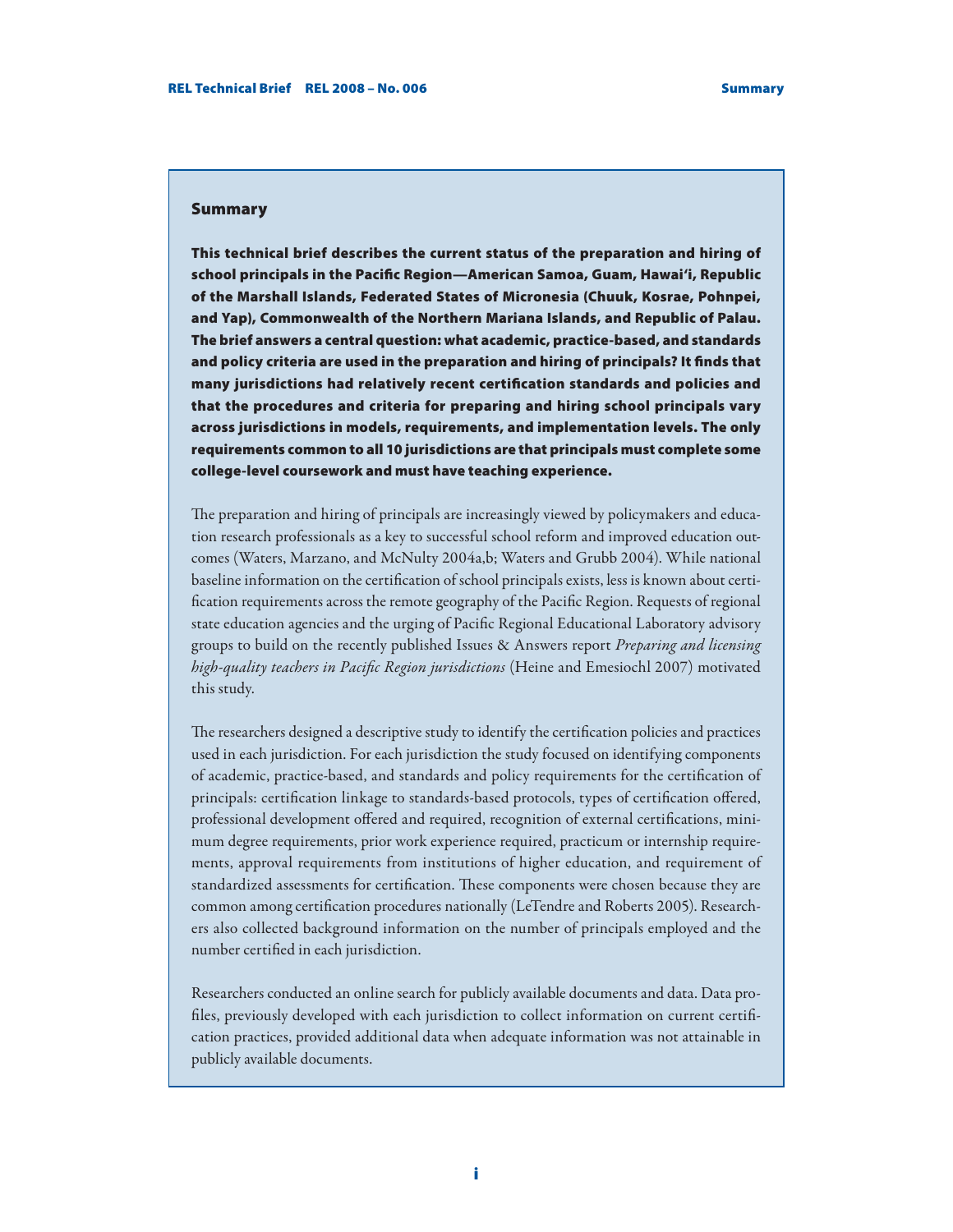## Summary

**This technical brief describes the current status of the preparation and hiring of school principals in the Pacific Region—American Samoa, Guam, Hawai'i, Republic of the Marshall Islands, Federated States of Micronesia (Chuuk, Kosrae, Pohnpei, and Yap), Commonwealth of the Northern Mariana Islands, and Republic of Palau. The brief answers a central question: what academic, practice-based, and standards and policy criteria are used in the preparation and hiring of principals? It finds that many jurisdictions had relatively recent certification standards and policies and that the procedures and criteria for preparing and hiring school principals vary across jurisdictions in models, requirements, and implementation levels. The only requirements common to all 10 jurisdictions are that principals must complete some college-level coursework and must have teaching experience.**

The preparation and hiring of principals are increasingly viewed by policymakers and education research professionals as a key to successful school reform and improved education outcomes (Waters, Marzano, and McNulty 2004a,b; Waters and Grubb 2004). While national baseline information on the certification of school principals exists, less is known about certification requirements across the remote geography of the Pacific Region. Requests of regional state education agencies and the urging of Pacific Regional Educational Laboratory advisory groups to build on the recently published Issues & Answers report *Preparing and licensing high-quality teachers in Pacific Region jurisdictions* (Heine and Emesiochl 2007) motivated this study.

The researchers designed a descriptive study to identify the certification policies and practices used in each jurisdiction. For each jurisdiction the study focused on identifying components of academic, practice-based, and standards and policy requirements for the certification of principals: certification linkage to standards-based protocols, types of certification offered, professional development offered and required, recognition of external certifications, minimum degree requirements, prior work experience required, practicum or internship requirements, approval requirements from institutions of higher education, and requirement of standardized assessments for certification. These components were chosen because they are common among certification procedures nationally (LeTendre and Roberts 2005). Researchers also collected background information on the number of principals employed and the number certified in each jurisdiction.

Researchers conducted an online search for publicly available documents and data. Data profiles, previously developed with each jurisdiction to collect information on current certification practices, provided additional data when adequate information was not attainable in publicly available documents.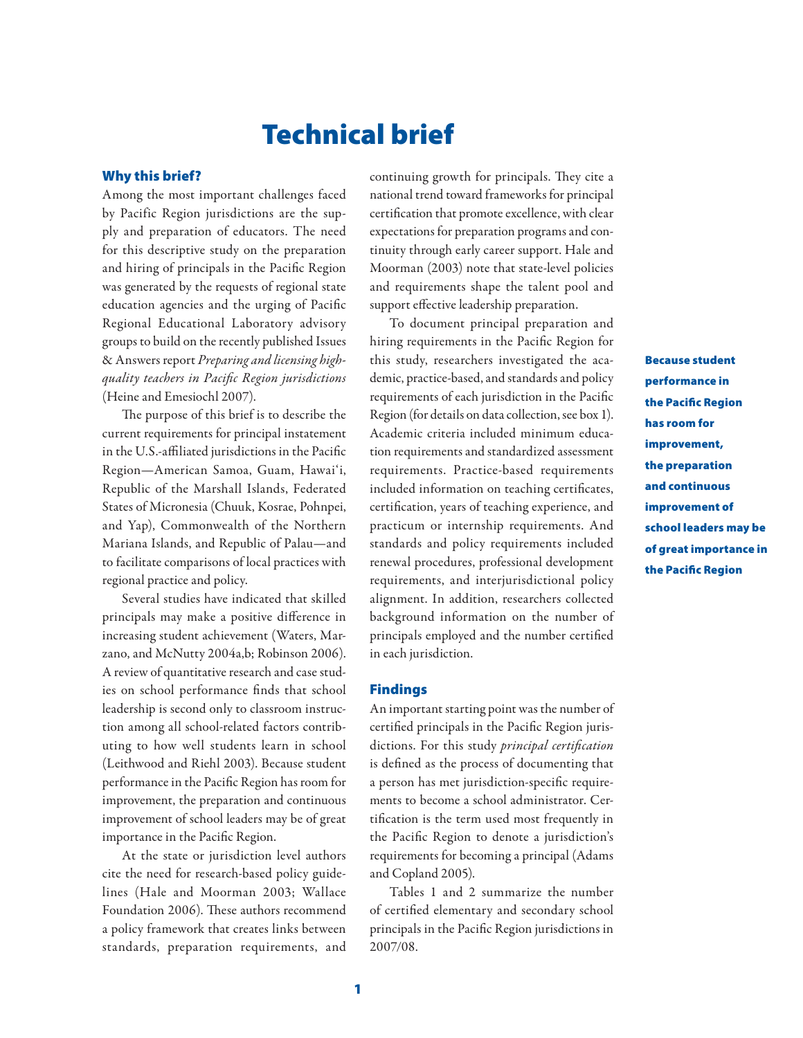# Technical brief

## Why this brief?

Among the most important challenges faced by Pacific Region jurisdictions are the supply and preparation of educators. The need for this descriptive study on the preparation and hiring of principals in the Pacific Region was generated by the requests of regional state education agencies and the urging of Pacific Regional Educational Laboratory advisory groups to build on the recently published Issues & Answers report *Preparing and licensing high-quality teachers in Pacific Region jurisdictions* (Heine and Emesiochl 2007).

The purpose of this brief is to describe the current requirements for principal instatement in the U.S.-affiliated jurisdictions in the Pacific Region—American Samoa, Guam, Hawai'i, Republic of the Marshall Islands, Federated States of Micronesia (Chuuk, Kosrae, Pohnpei, and Yap), Commonwealth of the Northern Mariana Islands, and Republic of Palau—and to facilitate comparisons of local practices with regional practice and policy.

Several studies have indicated that skilled principals may make a positive difference in increasing student achievement (Waters, Marzano, and McNutty 2004a,b; Robinson 2006). A review of quantitative research and case studies on school performance finds that school leadership is second only to classroom instruction among all school-related factors contributing to how well students learn in school (Leithwood and Riehl 2003). Because student performance in the Pacific Region has room for improvement, the preparation and continuous improvement of school leaders may be of great importance in the Pacific Region.

At the state or jurisdiction level authors cite the need for research-based policy guidelines (Hale and Moorman 2003; Wallace Foundation 2006). These authors recommend a policy framework that creates links between standards, preparation requirements, and continuing growth for principals. They cite a national trend toward frameworks for principal certification that promote excellence, with clear expectations for preparation programs and continuity through early career support. Hale and Moorman (2003) note that state-level policies and requirements shape the talent pool and support effective leadership preparation.

To document principal preparation and hiring requirements in the Pacific Region for this study, researchers investigated the academic, practice-based, and standards and policy requirements of each jurisdiction in the Pacific Region (for details on data collection, see box 1). Academic criteria included minimum education requirements and standardized assessment requirements. Practice-based requirements included information on teaching certificates, certification, years of teaching experience, and practicum or internship requirements. And standards and policy requirements included renewal procedures, professional development requirements, and interjurisdictional policy alignment. In addition, researchers collected background information on the number of principals employed and the number certified in each jurisdiction.

**Because student performance in the Pacific Region has room for improvement, the preparation and continuous improvement of school leaders may be of great importance in the Pacific Region**

## Findings

An important starting point was the number of certified principals in the Pacific Region jurisdictions. For this study *principal certification* is defined as the process of documenting that a person has met jurisdiction-specific requirements to become a school administrator. Certification is the term used most frequently in the Pacific Region to denote a jurisdiction's requirements for becoming a principal (Adams and Copland 2005).

Tables 1 and 2 summarize the number of certified elementary and secondary school principals in the Pacific Region jurisdictions in 2007/08.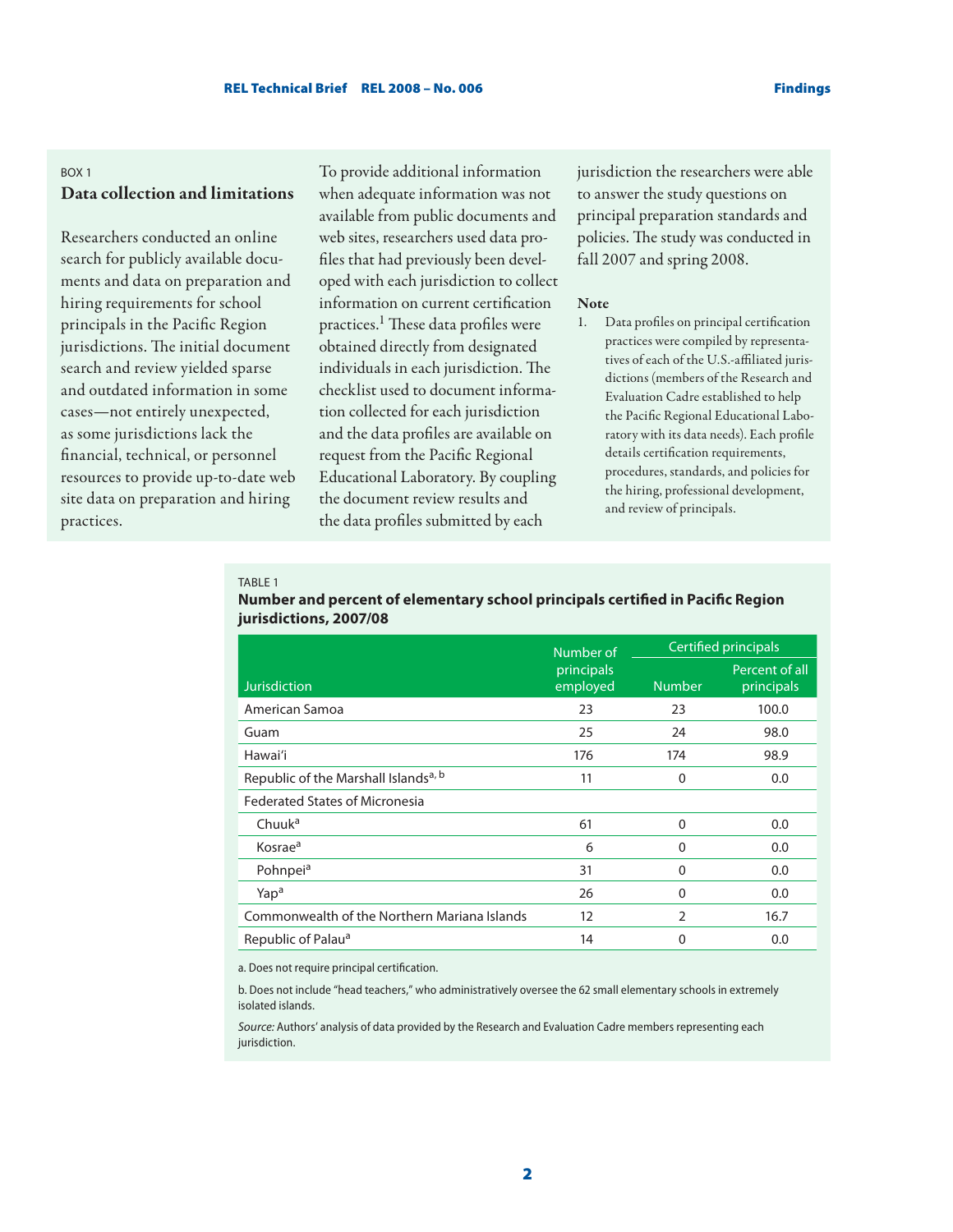BOX 1

### Data collection and limitations

Researchers conducted an online search for publicly available documents and data on preparation and hiring requirements for school principals in the Pacific Region jurisdictions. The initial document search and review yielded sparse and outdated information in some cases—not entirely unexpected, as some jurisdictions lack the financial, technical, or personnel resources to provide up-to-date web site data on preparation and hiring practices.

To provide additional information when adequate information was not available from public documents and web sites, researchers used data profiles that had previously been developed with each jurisdiction to collect information on current certification practices.[1] These data profiles were obtained directly from designated individuals in each jurisdiction. The checklist used to document information collected for each jurisdiction and the data profiles are available on request from the Pacific Regional Educational Laboratory. By coupling the document review results and the data profiles submitted by each jurisdiction the researchers were able to answer the study questions on principal preparation standards and policies. The study was conducted in fall 2007 and spring 2008.

**Note**

1. Data profiles on principal certification practices were compiled by representatives of each of the U.S.-affiliated jurisdictions (members of the Research and Evaluation Cadre established to help the Pacific Regional Educational Laboratory with its data needs). Each profile details certification requirements, procedures, standards, and policies for the hiring, professional development, and review of principals.

TABLE 1

**Number and percent of elementary school principals certified in Pacific Region jurisdictions, 2007/08**

| Jurisdiction | Number of principals employed | Certified principals | |
|---|---|---|---|
| | | Number | Percent of all principals |
| American Samoa | 23 | 23 | 100.0 |
| Guam | 25 | 24 | 98.0 |
| Hawai'i | 176 | 174 | 98.9 |
| Republic of the Marshall Islands[a, b] | 11 | 0 | 0.0 |
| Federated States of Micronesia | | | |
| Chuuk[a] | 61 | 0 | 0.0 |
| Kosrae[a] | 6 | 0 | 0.0 |
| Pohnpei[a] | 31 | 0 | 0.0 |
| Yap[a] | 26 | 0 | 0.0 |
| Commonwealth of the Northern Mariana Islands | 12 | 2 | 16.7 |
| Republic of Palau[a] | 14 | 0 | 0.0 |

a. Does not require principal certification.

b. Does not include "head teachers," who administratively oversee the 62 small elementary schools in extremely isolated islands.

*Source:* Authors' analysis of data provided by the Research and Evaluation Cadre members representing each jurisdiction.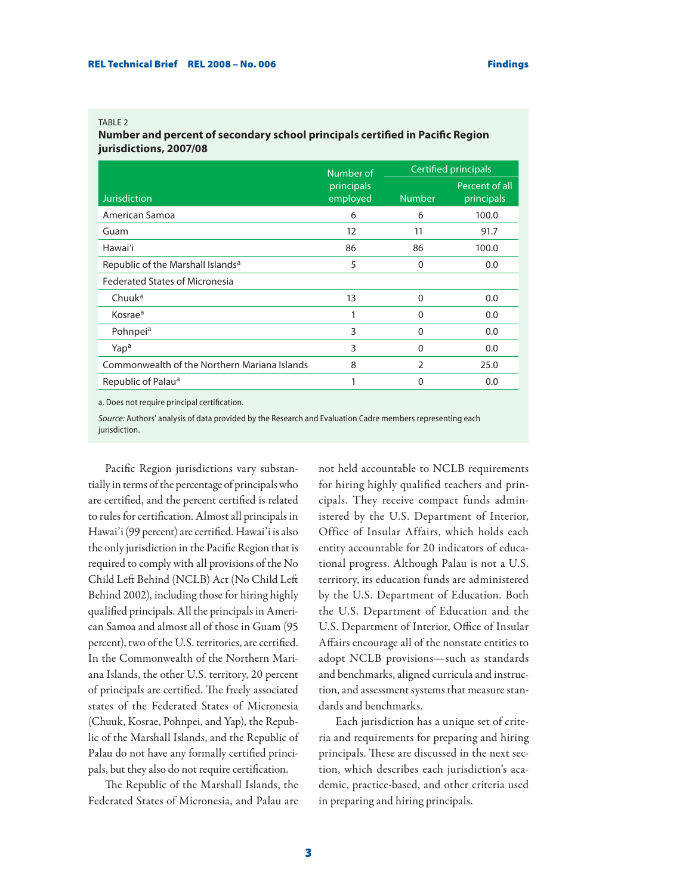TABLE 2

**Number and percent of secondary school principals certified in Pacific Region jurisdictions, 2007/08**

| Jurisdiction | Number of principals employed | Certified principals | |
|---|---|---|---|
| | | Number | Percent of all principals |
| American Samoa | 6 | 6 | 100.0 |
| Guam | 12 | 11 | 91.7 |
| Hawai'i | 86 | 86 | 100.0 |
| Republic of the Marshall Islands[a] | 5 | 0 | 0.0 |
| Federated States of Micronesia | | | |
| Chuuk[a] | 13 | 0 | 0.0 |
| Kosrae[a] | 1 | 0 | 0.0 |
| Pohnpei[a] | 3 | 0 | 0.0 |
| Yap[a] | 3 | 0 | 0.0 |
| Commonwealth of the Northern Mariana Islands | 8 | 2 | 25.0 |
| Republic of Palau[a] | 1 | 0 | 0.0 |

a. Does not require principal certification.

*Source:* Authors' analysis of data provided by the Research and Evaluation Cadre members representing each jurisdiction.

Pacific Region jurisdictions vary substantially in terms of the percentage of principals who are certified, and the percent certified is related to rules for certification. Almost all principals in Hawai'i (99 percent) are certified. Hawai'i is also the only jurisdiction in the Pacific Region that is required to comply with all provisions of the No Child Left Behind (NCLB) Act (No Child Left Behind 2002), including those for hiring highly qualified principals. All the principals in American Samoa and almost all of those in Guam (95 percent), two of the U.S. territories, are certified. In the Commonwealth of the Northern Mariana Islands, the other U.S. territory, 20 percent of principals are certified. The freely associated states of the Federated States of Micronesia (Chuuk, Kosrae, Pohnpei, and Yap), the Republic of the Marshall Islands, and the Republic of Palau do not have any formally certified principals, but they also do not require certification.

The Republic of the Marshall Islands, the Federated States of Micronesia, and Palau are not held accountable to NCLB requirements for hiring highly qualified teachers and principals. They receive compact funds administered by the U.S. Department of Interior, Office of Insular Affairs, which holds each entity accountable for 20 indicators of educational progress. Although Palau is not a U.S. territory, its education funds are administered by the U.S. Department of Education. Both the U.S. Department of Education and the U.S. Department of Interior, Office of Insular Affairs encourage all of the nonstate entities to adopt NCLB provisions—such as standards and benchmarks, aligned curricula and instruction, and assessment systems that measure standards and benchmarks.

Each jurisdiction has a unique set of criteria and requirements for preparing and hiring principals. These are discussed in the next section, which describes each jurisdiction's academic, practice-based, and other criteria used in preparing and hiring principals.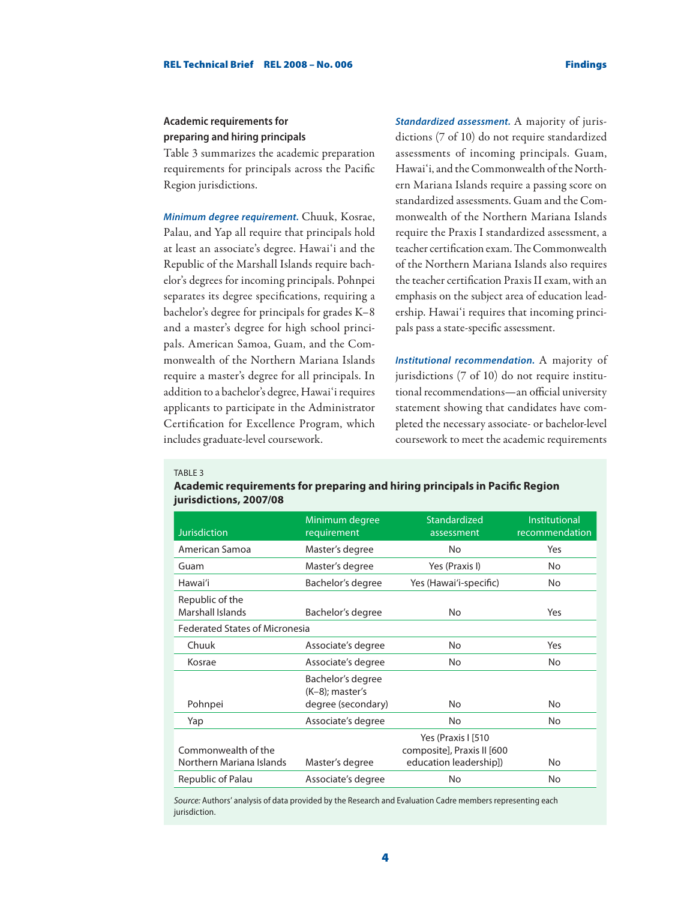### Academic requirements for preparing and hiring principals

Table 3 summarizes the academic preparation requirements for principals across the Pacific Region jurisdictions.

***Minimum degree requirement.*** Chuuk, Kosrae, Palau, and Yap all require that principals hold at least an associate's degree. Hawai'i and the Republic of the Marshall Islands require bachelor's degrees for incoming principals. Pohnpei separates its degree specifications, requiring a bachelor's degree for principals for grades K–8 and a master's degree for high school principals. American Samoa, Guam, and the Commonwealth of the Northern Mariana Islands require a master's degree for all principals. In addition to a bachelor's degree, Hawai'i requires applicants to participate in the Administrator Certification for Excellence Program, which includes graduate-level coursework.

***Standardized assessment.*** A majority of jurisdictions (7 of 10) do not require standardized assessments of incoming principals. Guam, Hawai'i, and the Commonwealth of the Northern Mariana Islands require a passing score on standardized assessments. Guam and the Commonwealth of the Northern Mariana Islands require the Praxis I standardized assessment, a teacher certification exam. The Commonwealth of the Northern Mariana Islands also requires the teacher certification Praxis II exam, with an emphasis on the subject area of education leadership. Hawai'i requires that incoming principals pass a state-specific assessment.

***Institutional recommendation.*** A majority of jurisdictions (7 of 10) do not require institutional recommendations—an official university statement showing that candidates have completed the necessary associate- or bachelor-level coursework to meet the academic requirements

TABLE 3

**Academic requirements for preparing and hiring principals in Pacific Region jurisdictions, 2007/08**

| Jurisdiction | Minimum degree requirement | Standardized assessment | Institutional recommendation |
|---|---|---|---|
| American Samoa | Master's degree | No | Yes |
| Guam | Master's degree | Yes (Praxis I) | No |
| Hawai'i | Bachelor's degree | Yes (Hawai'i-specific) | No |
| Republic of the Marshall Islands | Bachelor's degree | No | Yes |
| Federated States of Micronesia | | | |
| Chuuk | Associate's degree | No | Yes |
| Kosrae | Associate's degree | No | No |
| Pohnpei | Bachelor's degree (K–8); master's degree (secondary) | No | No |
| Yap | Associate's degree | No | No |
| Commonwealth of the Northern Mariana Islands | Master's degree | Yes (Praxis I [510 composite], Praxis II [600 education leadership]) | No |
| Republic of Palau | Associate's degree | No | No |

*Source:* Authors' analysis of data provided by the Research and Evaluation Cadre members representing each jurisdiction.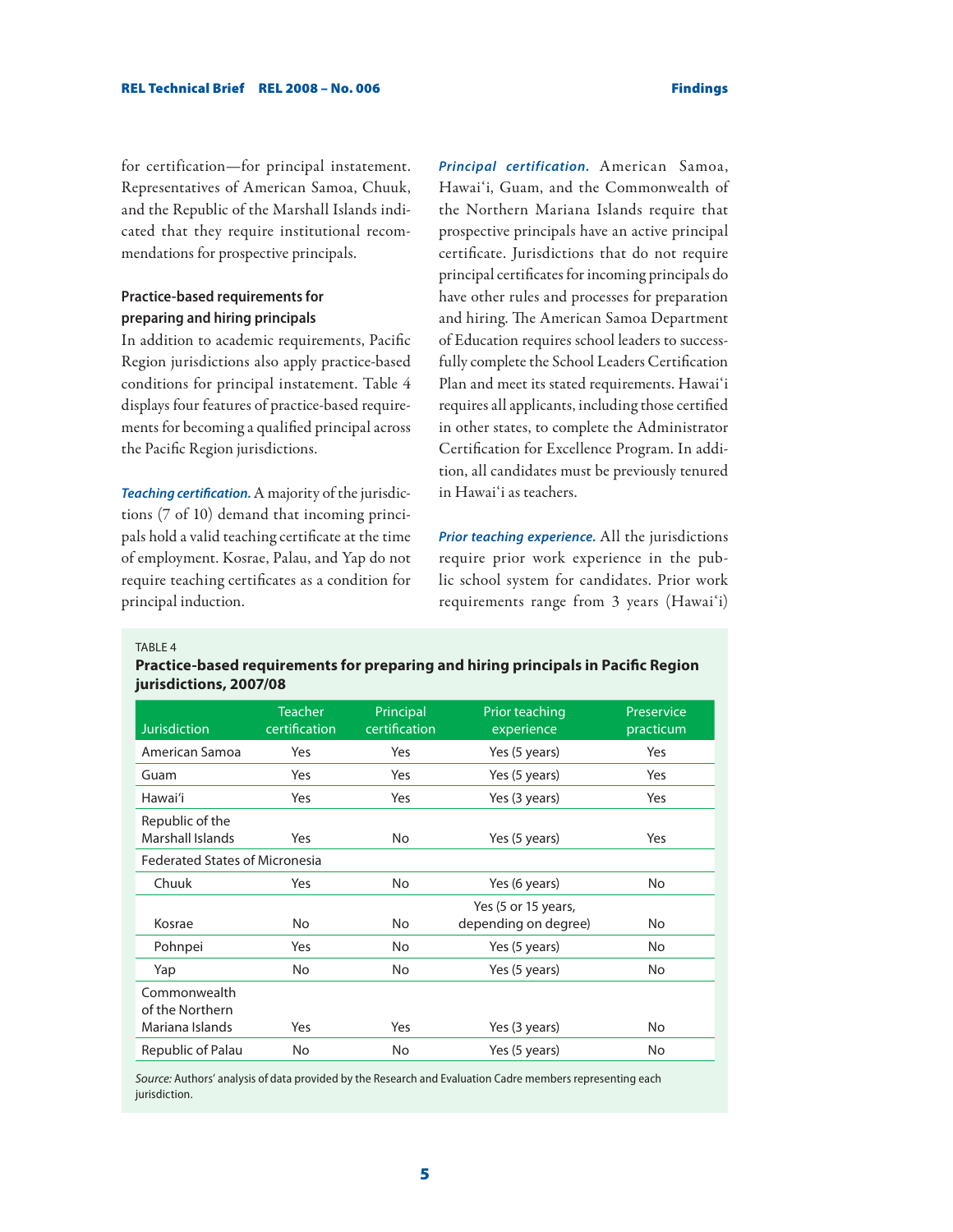for certification—for principal instatement. Representatives of American Samoa, Chuuk, and the Republic of the Marshall Islands indicated that they require institutional recommendations for prospective principals.

### Practice-based requirements for preparing and hiring principals

In addition to academic requirements, Pacific Region jurisdictions also apply practice-based conditions for principal instatement. Table 4 displays four features of practice-based requirements for becoming a qualified principal across the Pacific Region jurisdictions.

***Teaching certification.*** A majority of the jurisdictions (7 of 10) demand that incoming principals hold a valid teaching certificate at the time of employment. Kosrae, Palau, and Yap do not require teaching certificates as a condition for principal induction.

***Principal certification.*** American Samoa, Hawai'i, Guam, and the Commonwealth of the Northern Mariana Islands require that prospective principals have an active principal certificate. Jurisdictions that do not require principal certificates for incoming principals do have other rules and processes for preparation and hiring. The American Samoa Department of Education requires school leaders to successfully complete the School Leaders Certification Plan and meet its stated requirements. Hawai'i requires all applicants, including those certified in other states, to complete the Administrator Certification for Excellence Program. In addition, all candidates must be previously tenured in Hawai'i as teachers.

***Prior teaching experience.*** All the jurisdictions require prior work experience in the public school system for candidates. Prior work requirements range from 3 years (Hawai'i)

TABLE 4

**Practice-based requirements for preparing and hiring principals in Pacific Region jurisdictions, 2007/08**

| Jurisdiction | Teacher certification | Principal certification | Prior teaching experience | Preservice practicum |
|---|---|---|---|---|
| American Samoa | Yes | Yes | Yes (5 years) | Yes |
| Guam | Yes | Yes | Yes (5 years) | Yes |
| Hawai'i | Yes | Yes | Yes (3 years) | Yes |
| Republic of the Marshall Islands | Yes | No | Yes (5 years) | Yes |
| Federated States of Micronesia | | | | |
| Chuuk | Yes | No | Yes (6 years) | No |
| Kosrae | No | No | Yes (5 or 15 years, depending on degree) | No |
| Pohnpei | Yes | No | Yes (5 years) | No |
| Yap | No | No | Yes (5 years) | No |
| Commonwealth of the Northern Mariana Islands | Yes | Yes | Yes (3 years) | No |
| Republic of Palau | No | No | Yes (5 years) | No |

*Source:* Authors' analysis of data provided by the Research and Evaluation Cadre members representing each jurisdiction.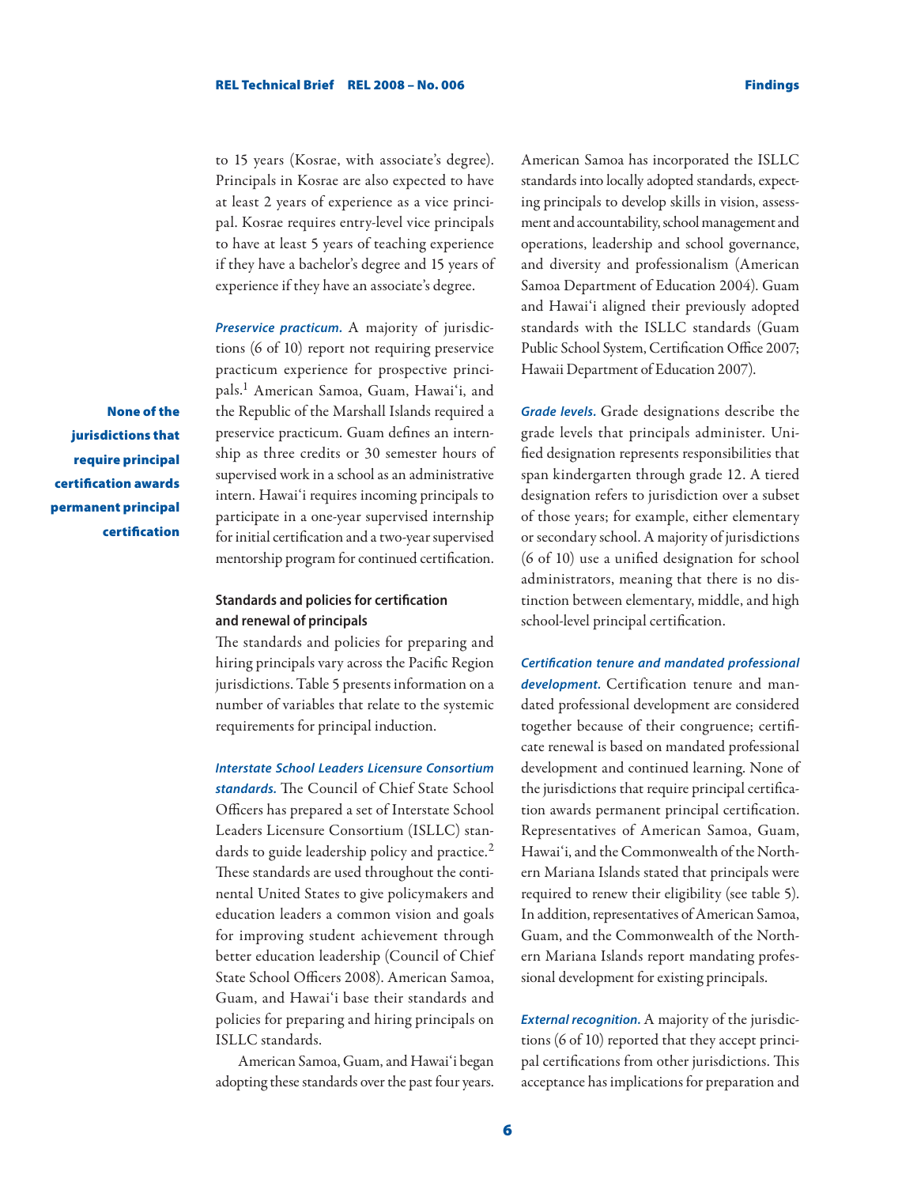to 15 years (Kosrae, with associate's degree). Principals in Kosrae are also expected to have at least 2 years of experience as a vice principal. Kosrae requires entry-level vice principals to have at least 5 years of teaching experience if they have a bachelor's degree and 15 years of experience if they have an associate's degree.

***Preservice practicum.*** A majority of jurisdictions (6 of 10) report not requiring preservice practicum experience for prospective principals.[1] American Samoa, Guam, Hawai'i, and the Republic of the Marshall Islands required a preservice practicum. Guam defines an internship as three credits or 30 semester hours of supervised work in a school as an administrative intern. Hawai'i requires incoming principals to participate in a one-year supervised internship for initial certification and a two-year supervised mentorship program for continued certification.

**None of the jurisdictions that require principal certification awards permanent principal certification**

### Standards and policies for certification and renewal of principals

The standards and policies for preparing and hiring principals vary across the Pacific Region jurisdictions. Table 5 presents information on a number of variables that relate to the systemic requirements for principal induction.

***Interstate School Leaders Licensure Consortium standards.*** The Council of Chief State School Officers has prepared a set of Interstate School Leaders Licensure Consortium (ISLLC) standards to guide leadership policy and practice.[2] These standards are used throughout the continental United States to give policymakers and education leaders a common vision and goals for improving student achievement through better education leadership (Council of Chief State School Officers 2008). American Samoa, Guam, and Hawai'i base their standards and policies for preparing and hiring principals on ISLLC standards.

American Samoa, Guam, and Hawai'i began adopting these standards over the past four years. American Samoa has incorporated the ISLLC standards into locally adopted standards, expecting principals to develop skills in vision, assessment and accountability, school management and operations, leadership and school governance, and diversity and professionalism (American Samoa Department of Education 2004). Guam and Hawai'i aligned their previously adopted standards with the ISLLC standards (Guam Public School System, Certification Office 2007; Hawaii Department of Education 2007).

***Grade levels.*** Grade designations describe the grade levels that principals administer. Unified designation represents responsibilities that span kindergarten through grade 12. A tiered designation refers to jurisdiction over a subset of those years; for example, either elementary or secondary school. A majority of jurisdictions (6 of 10) use a unified designation for school administrators, meaning that there is no distinction between elementary, middle, and high school-level principal certification.

***Certification tenure and mandated professional development.*** Certification tenure and mandated professional development are considered together because of their congruence; certificate renewal is based on mandated professional development and continued learning. None of the jurisdictions that require principal certification awards permanent principal certification. Representatives of American Samoa, Guam, Hawai'i, and the Commonwealth of the Northern Mariana Islands stated that principals were required to renew their eligibility (see table 5). In addition, representatives of American Samoa, Guam, and the Commonwealth of the Northern Mariana Islands report mandating professional development for existing principals.

***External recognition.*** A majority of the jurisdictions (6 of 10) reported that they accept principal certifications from other jurisdictions. This acceptance has implications for preparation and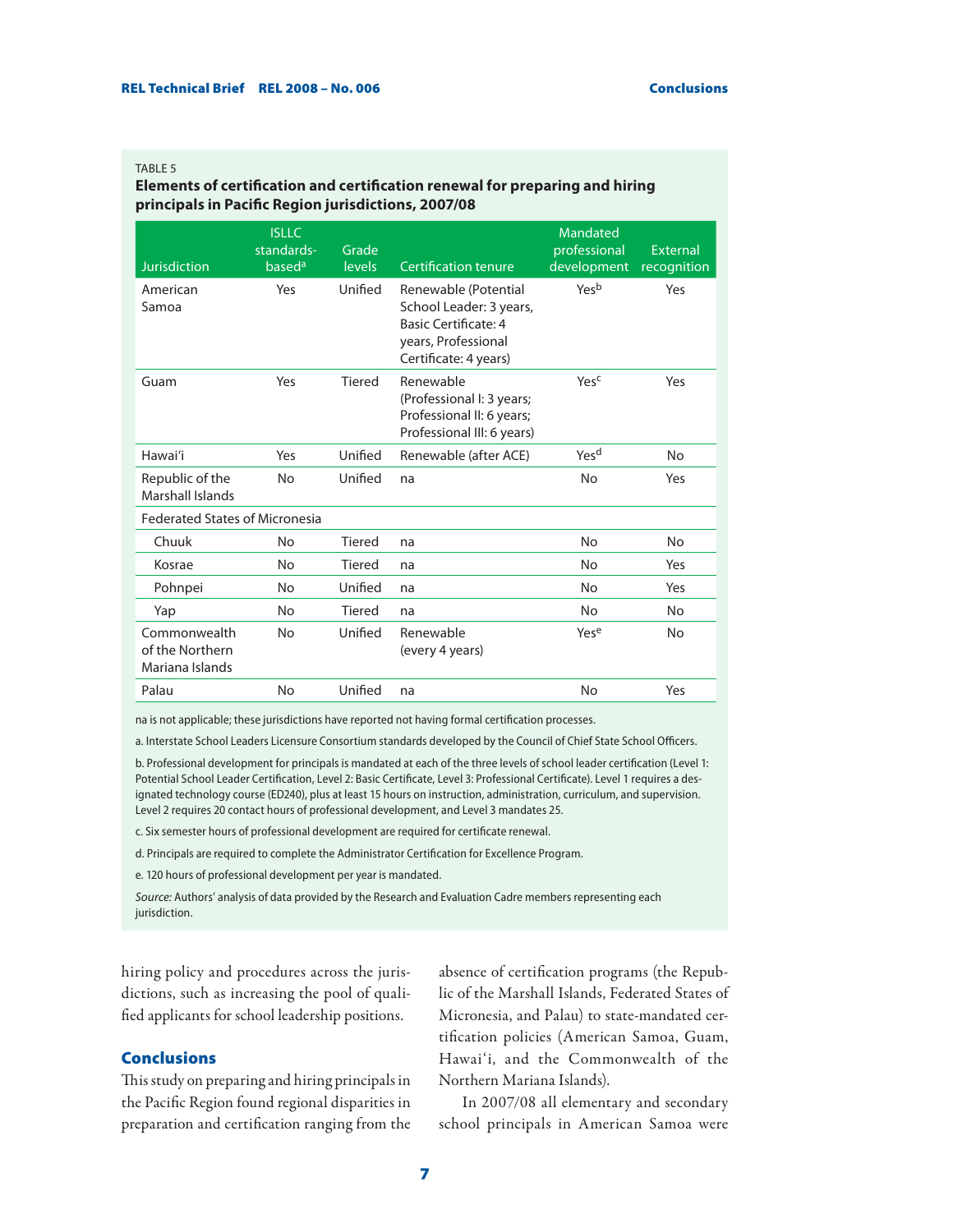TABLE 5

**Elements of certification and certification renewal for preparing and hiring principals in Pacific Region jurisdictions, 2007/08**

| Jurisdiction | ISLLC standards-based[a] | Grade levels | Certification tenure | Mandated professional development | External recognition |
|---|---|---|---|---|---|
| American Samoa | Yes | Unified | Renewable (Potential School Leader: 3 years, Basic Certificate: 4 years, Professional Certificate: 4 years) | Yes[b] | Yes |
| Guam | Yes | Tiered | Renewable (Professional I: 3 years; Professional II: 6 years; Professional III: 6 years) | Yes[c] | Yes |
| Hawai'i | Yes | Unified | Renewable (after ACE) | Yes[d] | No |
| Republic of the Marshall Islands | No | Unified | na | No | Yes |
| Federated States of Micronesia | | | | | |
| Chuuk | No | Tiered | na | No | No |
| Kosrae | No | Tiered | na | No | Yes |
| Pohnpei | No | Unified | na | No | Yes |
| Yap | No | Tiered | na | No | No |
| Commonwealth of the Northern Mariana Islands | No | Unified | Renewable (every 4 years) | Yes[e] | No |
| Palau | No | Unified | na | No | Yes |

na is not applicable; these jurisdictions have reported not having formal certification processes.

a. Interstate School Leaders Licensure Consortium standards developed by the Council of Chief State School Officers.

b. Professional development for principals is mandated at each of the three levels of school leader certification (Level 1: Potential School Leader Certification, Level 2: Basic Certificate, Level 3: Professional Certificate). Level 1 requires a designated technology course (ED240), plus at least 15 hours on instruction, administration, curriculum, and supervision. Level 2 requires 20 contact hours of professional development, and Level 3 mandates 25.

c. Six semester hours of professional development are required for certificate renewal.

d. Principals are required to complete the Administrator Certification for Excellence Program.

e. 120 hours of professional development per year is mandated.

*Source:* Authors' analysis of data provided by the Research and Evaluation Cadre members representing each jurisdiction.

hiring policy and procedures across the jurisdictions, such as increasing the pool of qualified applicants for school leadership positions.

## Conclusions

This study on preparing and hiring principals in the Pacific Region found regional disparities in preparation and certification ranging from the absence of certification programs (the Republic of the Marshall Islands, Federated States of Micronesia, and Palau) to state-mandated certification policies (American Samoa, Guam, Hawai'i, and the Commonwealth of the Northern Mariana Islands).

In 2007/08 all elementary and secondary school principals in American Samoa were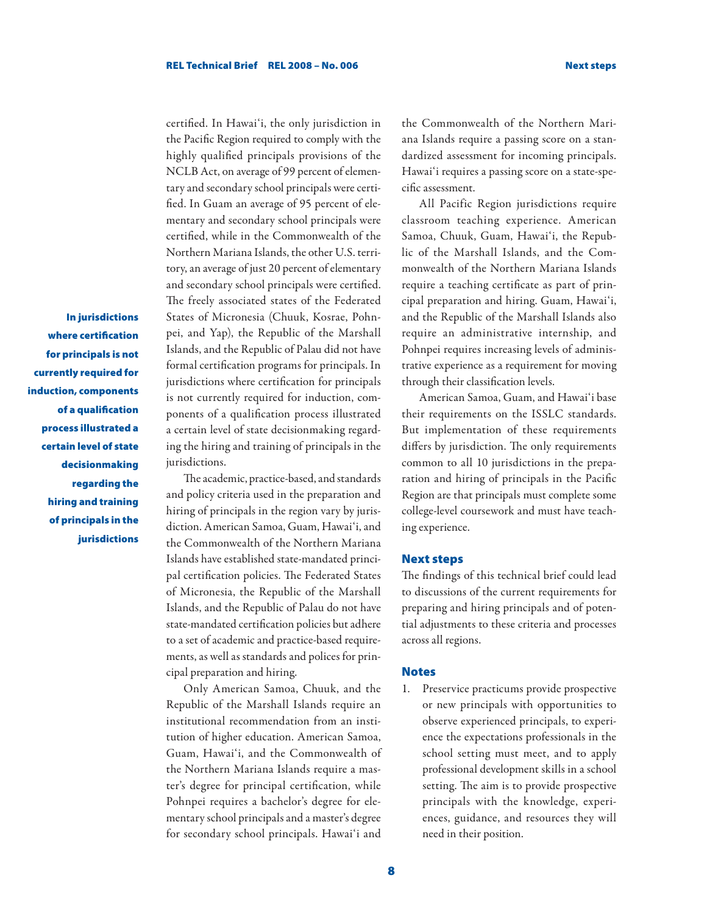certified. In Hawai'i, the only jurisdiction in the Pacific Region required to comply with the highly qualified principals provisions of the NCLB Act, on average of 99 percent of elementary and secondary school principals were certified. In Guam an average of 95 percent of elementary and secondary school principals were certified, while in the Commonwealth of the Northern Mariana Islands, the other U.S. territory, an average of just 20 percent of elementary and secondary school principals were certified. The freely associated states of the Federated States of Micronesia (Chuuk, Kosrae, Pohnpei, and Yap), the Republic of the Marshall Islands, and the Republic of Palau did not have formal certification programs for principals. In jurisdictions where certification for principals is not currently required for induction, components of a qualification process illustrated a certain level of state decisionmaking regarding the hiring and training of principals in the jurisdictions.

**In jurisdictions where certification for principals is not currently required for induction, components of a qualification process illustrated a certain level of state decisionmaking regarding the hiring and training of principals in the jurisdictions**

The academic, practice-based, and standards and policy criteria used in the preparation and hiring of principals in the region vary by jurisdiction. American Samoa, Guam, Hawai'i, and the Commonwealth of the Northern Mariana Islands have established state-mandated principal certification policies. The Federated States of Micronesia, the Republic of the Marshall Islands, and the Republic of Palau do not have state-mandated certification policies but adhere to a set of academic and practice-based requirements, as well as standards and polices for principal preparation and hiring.

Only American Samoa, Chuuk, and the Republic of the Marshall Islands require an institutional recommendation from an institution of higher education. American Samoa, Guam, Hawai'i, and the Commonwealth of the Northern Mariana Islands require a master's degree for principal certification, while Pohnpei requires a bachelor's degree for elementary school principals and a master's degree for secondary school principals. Hawai'i and the Commonwealth of the Northern Mariana Islands require a passing score on a standardized assessment for incoming principals. Hawai'i requires a passing score on a state-specific assessment.

All Pacific Region jurisdictions require classroom teaching experience. American Samoa, Chuuk, Guam, Hawai'i, the Republic of the Marshall Islands, and the Commonwealth of the Northern Mariana Islands require a teaching certificate as part of principal preparation and hiring. Guam, Hawai'i, and the Republic of the Marshall Islands also require an administrative internship, and Pohnpei requires increasing levels of administrative experience as a requirement for moving through their classification levels.

American Samoa, Guam, and Hawai'i base their requirements on the ISSLC standards. But implementation of these requirements differs by jurisdiction. The only requirements common to all 10 jurisdictions in the preparation and hiring of principals in the Pacific Region are that principals must complete some college-level coursework and must have teaching experience.

## Next steps

The findings of this technical brief could lead to discussions of the current requirements for preparing and hiring principals and of potential adjustments to these criteria and processes across all regions.

## Notes

1. Preservice practicums provide prospective or new principals with opportunities to observe experienced principals, to experience the expectations professionals in the school setting must meet, and to apply professional development skills in a school setting. The aim is to provide prospective principals with the knowledge, experiences, guidance, and resources they will need in their position.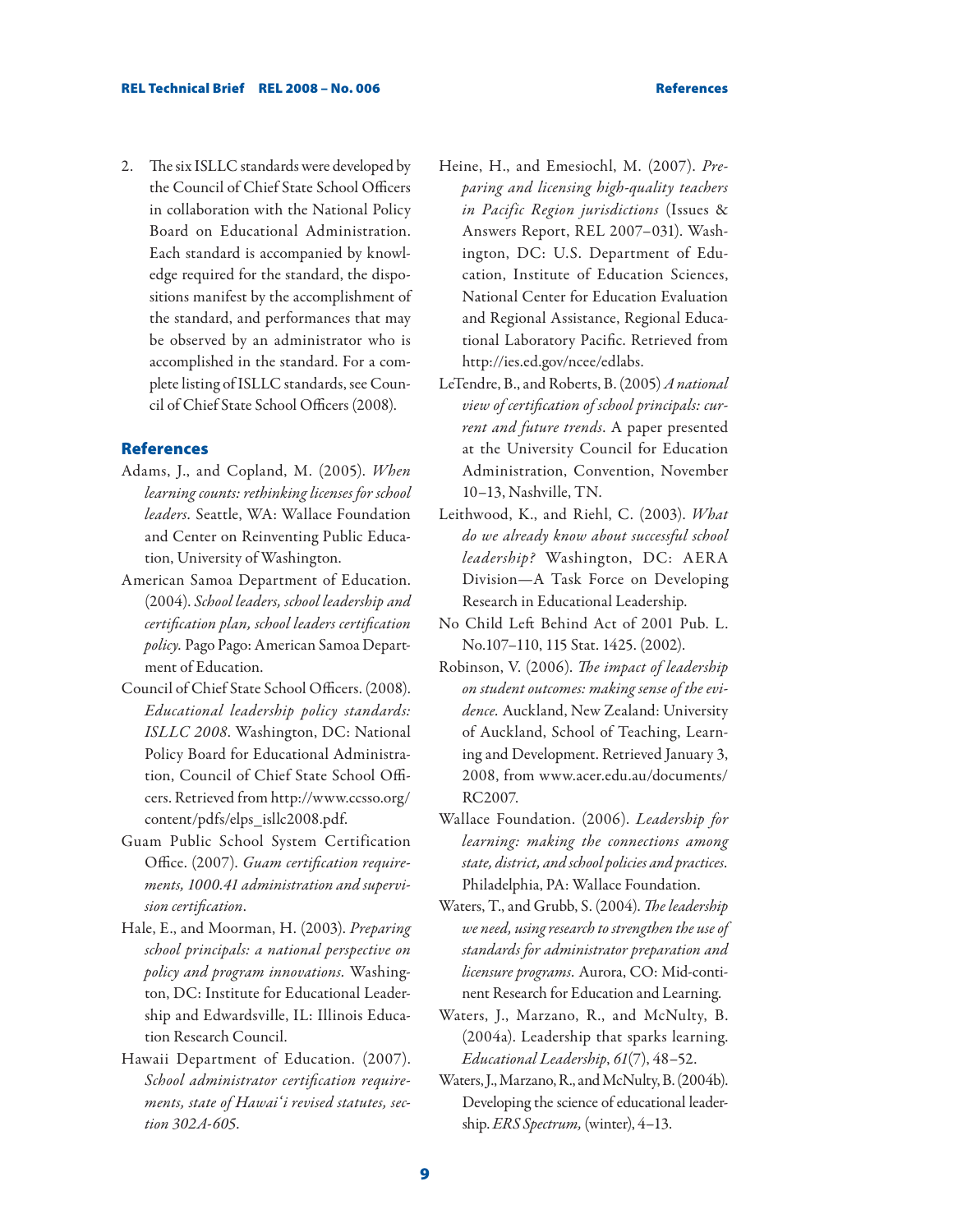2. The six ISLLC standards were developed by the Council of Chief State School Officers in collaboration with the National Policy Board on Educational Administration. Each standard is accompanied by knowledge required for the standard, the dispositions manifest by the accomplishment of the standard, and performances that may be observed by an administrator who is accomplished in the standard. For a complete listing of ISLLC standards, see Council of Chief State School Officers (2008).

## References

Adams, J., and Copland, M. (2005). *When learning counts: rethinking licenses for school leaders*. Seattle, WA: Wallace Foundation and Center on Reinventing Public Education, University of Washington.

American Samoa Department of Education. (2004). *School leaders, school leadership and certification plan, school leaders certification policy.* Pago Pago: American Samoa Department of Education.

Council of Chief State School Officers. (2008). *Educational leadership policy standards: ISLLC 2008*. Washington, DC: National Policy Board for Educational Administration, Council of Chief State School Officers. Retrieved from http://www.ccsso.org/content/pdfs/elps_isllc2008.pdf.

Guam Public School System Certification Office. (2007). *Guam certification requirements, 1000.41 administration and supervision certification*.

Hale, E., and Moorman, H. (2003). *Preparing school principals: a national perspective on policy and program innovations*. Washington, DC: Institute for Educational Leadership and Edwardsville, IL: Illinois Education Research Council.

Hawaii Department of Education. (2007). *School administrator certification requirements, state of Hawai'i revised statutes, section 302A-605.*

Heine, H., and Emesiochl, M. (2007). *Preparing and licensing high-quality teachers in Pacific Region jurisdictions* (Issues & Answers Report, REL 2007–031). Washington, DC: U.S. Department of Education, Institute of Education Sciences, National Center for Education Evaluation and Regional Assistance, Regional Educational Laboratory Pacific. Retrieved from http://ies.ed.gov/ncee/edlabs.

LeTendre, B., and Roberts, B. (2005) *A national view of certification of school principals: current and future trends*. A paper presented at the University Council for Education Administration, Convention, November 10–13, Nashville, TN.

Leithwood, K., and Riehl, C. (2003). *What do we already know about successful school leadership?* Washington, DC: AERA Division—A Task Force on Developing Research in Educational Leadership.

No Child Left Behind Act of 2001 Pub. L. No.107–110, 115 Stat. 1425. (2002).

Robinson, V. (2006). *The impact of leadership on student outcomes: making sense of the evidence.* Auckland, New Zealand: University of Auckland, School of Teaching, Learning and Development. Retrieved January 3, 2008, from www.acer.edu.au/documents/RC2007.

Wallace Foundation. (2006). *Leadership for learning: making the connections among state, district, and school policies and practices.* Philadelphia, PA: Wallace Foundation.

Waters, T., and Grubb, S. (2004). *The leadership we need, using research to strengthen the use of standards for administrator preparation and licensure programs.* Aurora, CO: Mid-continent Research for Education and Learning.

Waters, J., Marzano, R., and McNulty, B. (2004a). Leadership that sparks learning. *Educational Leadership*, *61*(7), 48–52.

Waters, J., Marzano, R., and McNulty, B. (2004b). Developing the science of educational leadership. *ERS Spectrum,* (winter), 4–13.